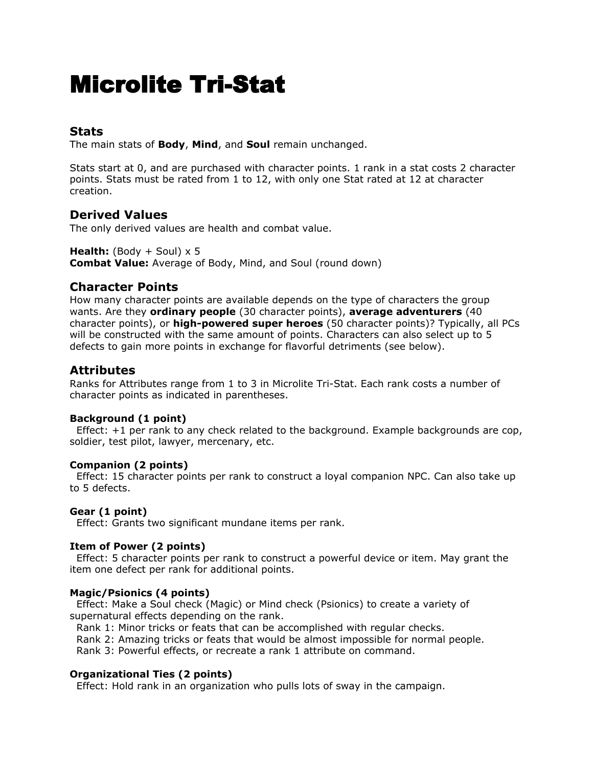# Microlite Tri-Stat

## Stats

The main stats of **Body**, **Mind**, and **Soul** remain unchanged.

Stats start at 0, and are purchased with character points. 1 rank in a stat costs 2 character points. Stats must be rated from 1 to 12, with only one Stat rated at 12 at character creation.

## Derived Values

The only derived values are health and combat value.

**Health:** (Body + Soul) x 5
**Combat Value:** Average of Body, Mind, and Soul (round down)

## Character Points

How many character points are available depends on the type of characters the group wants. Are they **ordinary people** (30 character points), **average adventurers** (40 character points), or **high-powered super heroes** (50 character points)? Typically, all PCs will be constructed with the same amount of points. Characters can also select up to 5 defects to gain more points in exchange for flavorful detriments (see below).

## Attributes

Ranks for Attributes range from 1 to 3 in Microlite Tri-Stat. Each rank costs a number of character points as indicated in parentheses.

### Background (1 point)

Effect: +1 per rank to any check related to the background. Example backgrounds are cop, soldier, test pilot, lawyer, mercenary, etc.

### Companion (2 points)

Effect: 15 character points per rank to construct a loyal companion NPC. Can also take up to 5 defects.

### Gear (1 point)

Effect: Grants two significant mundane items per rank.

### Item of Power (2 points)

Effect: 5 character points per rank to construct a powerful device or item. May grant the item one defect per rank for additional points.

### Magic/Psionics (4 points)

Effect: Make a Soul check (Magic) or Mind check (Psionics) to create a variety of supernatural effects depending on the rank.
Rank 1: Minor tricks or feats that can be accomplished with regular checks.
Rank 2: Amazing tricks or feats that would be almost impossible for normal people.
Rank 3: Powerful effects, or recreate a rank 1 attribute on command.

### Organizational Ties (2 points)

Effect: Hold rank in an organization who pulls lots of sway in the campaign.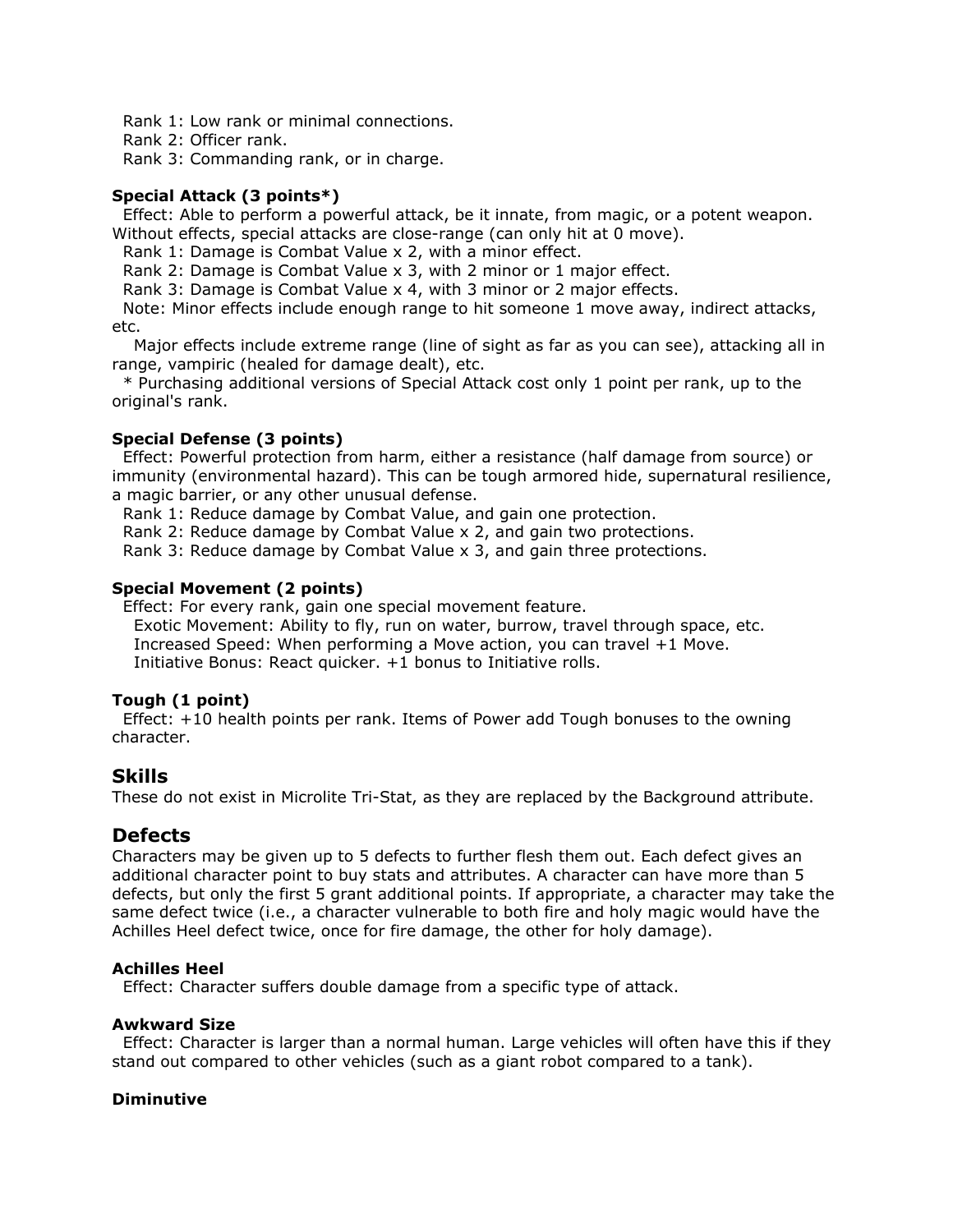Rank 1: Low rank or minimal connections.
Rank 2: Officer rank.
Rank 3: Commanding rank, or in charge.

**Special Attack (3 points*)**
Effect: Able to perform a powerful attack, be it innate, from magic, or a potent weapon. Without effects, special attacks are close-range (can only hit at 0 move).
Rank 1: Damage is Combat Value x 2, with a minor effect.
Rank 2: Damage is Combat Value x 3, with 2 minor or 1 major effect.
Rank 3: Damage is Combat Value x 4, with 3 minor or 2 major effects.
Note: Minor effects include enough range to hit someone 1 move away, indirect attacks, etc.
Major effects include extreme range (line of sight as far as you can see), attacking all in range, vampiric (healed for damage dealt), etc.
* Purchasing additional versions of Special Attack cost only 1 point per rank, up to the original's rank.

**Special Defense (3 points)**
Effect: Powerful protection from harm, either a resistance (half damage from source) or immunity (environmental hazard). This can be tough armored hide, supernatural resilience, a magic barrier, or any other unusual defense.
Rank 1: Reduce damage by Combat Value, and gain one protection.
Rank 2: Reduce damage by Combat Value x 2, and gain two protections.
Rank 3: Reduce damage by Combat Value x 3, and gain three protections.

**Special Movement (2 points)**
Effect: For every rank, gain one special movement feature.
Exotic Movement: Ability to fly, run on water, burrow, travel through space, etc.
Increased Speed: When performing a Move action, you can travel +1 Move.
Initiative Bonus: React quicker. +1 bonus to Initiative rolls.

**Tough (1 point)**
Effect: +10 health points per rank. Items of Power add Tough bonuses to the owning character.

## Skills

These do not exist in Microlite Tri-Stat, as they are replaced by the Background attribute.

## Defects

Characters may be given up to 5 defects to further flesh them out. Each defect gives an additional character point to buy stats and attributes. A character can have more than 5 defects, but only the first 5 grant additional points. If appropriate, a character may take the same defect twice (i.e., a character vulnerable to both fire and holy magic would have the Achilles Heel defect twice, once for fire damage, the other for holy damage).

**Achilles Heel**
Effect: Character suffers double damage from a specific type of attack.

**Awkward Size**
Effect: Character is larger than a normal human. Large vehicles will often have this if they stand out compared to other vehicles (such as a giant robot compared to a tank).

**Diminutive**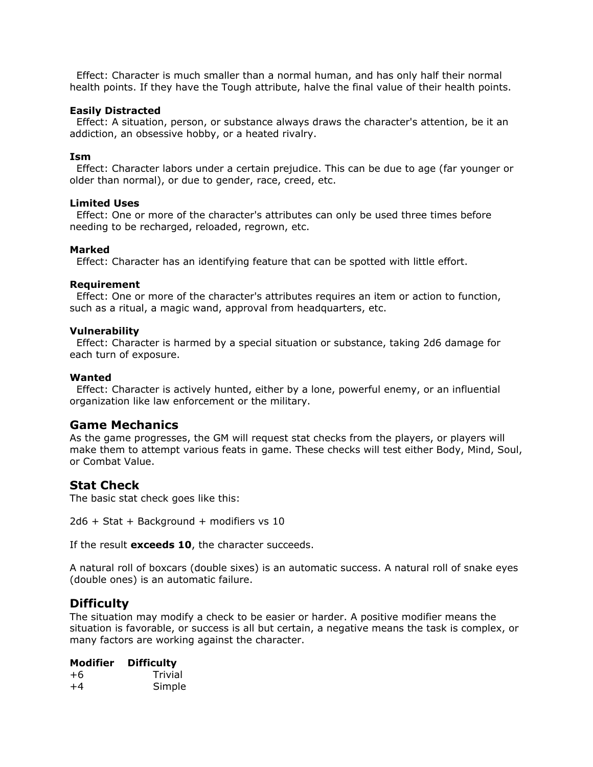Effect: Character is much smaller than a normal human, and has only half their normal health points. If they have the Tough attribute, halve the final value of their health points.

**Easily Distracted**
Effect: A situation, person, or substance always draws the character's attention, be it an addiction, an obsessive hobby, or a heated rivalry.

**Ism**
Effect: Character labors under a certain prejudice. This can be due to age (far younger or older than normal), or due to gender, race, creed, etc.

**Limited Uses**
Effect: One or more of the character's attributes can only be used three times before needing to be recharged, reloaded, regrown, etc.

**Marked**
Effect: Character has an identifying feature that can be spotted with little effort.

**Requirement**
Effect: One or more of the character's attributes requires an item or action to function, such as a ritual, a magic wand, approval from headquarters, etc.

**Vulnerability**
Effect: Character is harmed by a special situation or substance, taking 2d6 damage for each turn of exposure.

**Wanted**
Effect: Character is actively hunted, either by a lone, powerful enemy, or an influential organization like law enforcement or the military.

## Game Mechanics

As the game progresses, the GM will request stat checks from the players, or players will make them to attempt various feats in game. These checks will test either Body, Mind, Soul, or Combat Value.

## Stat Check

The basic stat check goes like this:

2d6 + Stat + Background + modifiers vs 10

If the result **exceeds 10**, the character succeeds.

A natural roll of boxcars (double sixes) is an automatic success. A natural roll of snake eyes (double ones) is an automatic failure.

## Difficulty

The situation may modify a check to be easier or harder. A positive modifier means the situation is favorable, or success is all but certain, a negative means the task is complex, or many factors are working against the character.

| Modifier | Difficulty |
|---|---|
| +6 | Trivial |
| +4 | Simple |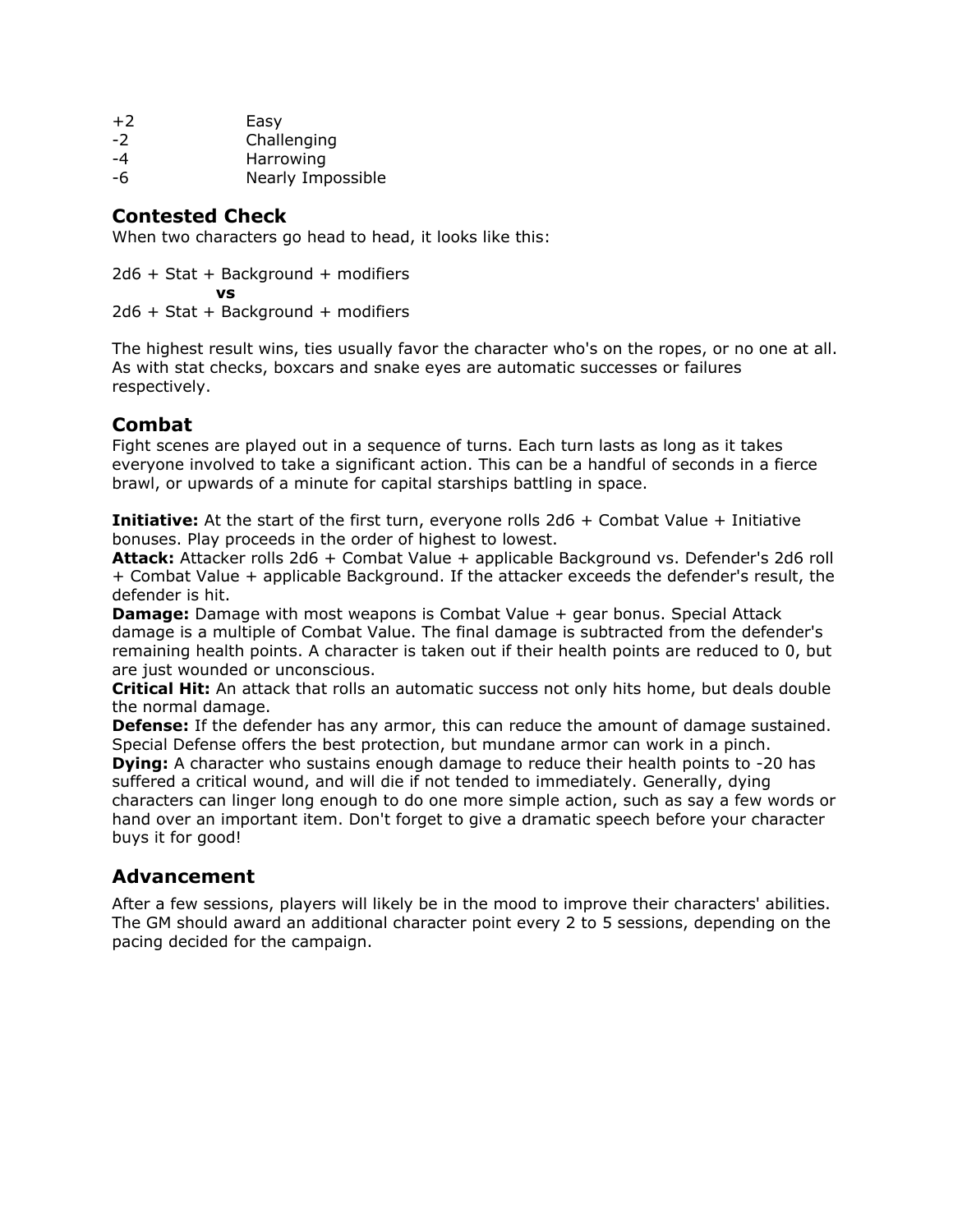| | |
|---|---|
| +2 | Easy |
| -2 | Challenging |
| -4 | Harrowing |
| -6 | Nearly Impossible |

## Contested Check

When two characters go head to head, it looks like this:

2d6 + Stat + Background + modifiers
**vs**
2d6 + Stat + Background + modifiers

The highest result wins, ties usually favor the character who's on the ropes, or no one at all. As with stat checks, boxcars and snake eyes are automatic successes or failures respectively.

## Combat

Fight scenes are played out in a sequence of turns. Each turn lasts as long as it takes everyone involved to take a significant action. This can be a handful of seconds in a fierce brawl, or upwards of a minute for capital starships battling in space.

**Initiative:** At the start of the first turn, everyone rolls 2d6 + Combat Value + Initiative bonuses. Play proceeds in the order of highest to lowest.
**Attack:** Attacker rolls 2d6 + Combat Value + applicable Background vs. Defender's 2d6 roll + Combat Value + applicable Background. If the attacker exceeds the defender's result, the defender is hit.
**Damage:** Damage with most weapons is Combat Value + gear bonus. Special Attack damage is a multiple of Combat Value. The final damage is subtracted from the defender's remaining health points. A character is taken out if their health points are reduced to 0, but are just wounded or unconscious.
**Critical Hit:** An attack that rolls an automatic success not only hits home, but deals double the normal damage.
**Defense:** If the defender has any armor, this can reduce the amount of damage sustained. Special Defense offers the best protection, but mundane armor can work in a pinch.
**Dying:** A character who sustains enough damage to reduce their health points to -20 has suffered a critical wound, and will die if not tended to immediately. Generally, dying characters can linger long enough to do one more simple action, such as say a few words or hand over an important item. Don't forget to give a dramatic speech before your character buys it for good!

## Advancement

After a few sessions, players will likely be in the mood to improve their characters' abilities. The GM should award an additional character point every 2 to 5 sessions, depending on the pacing decided for the campaign.